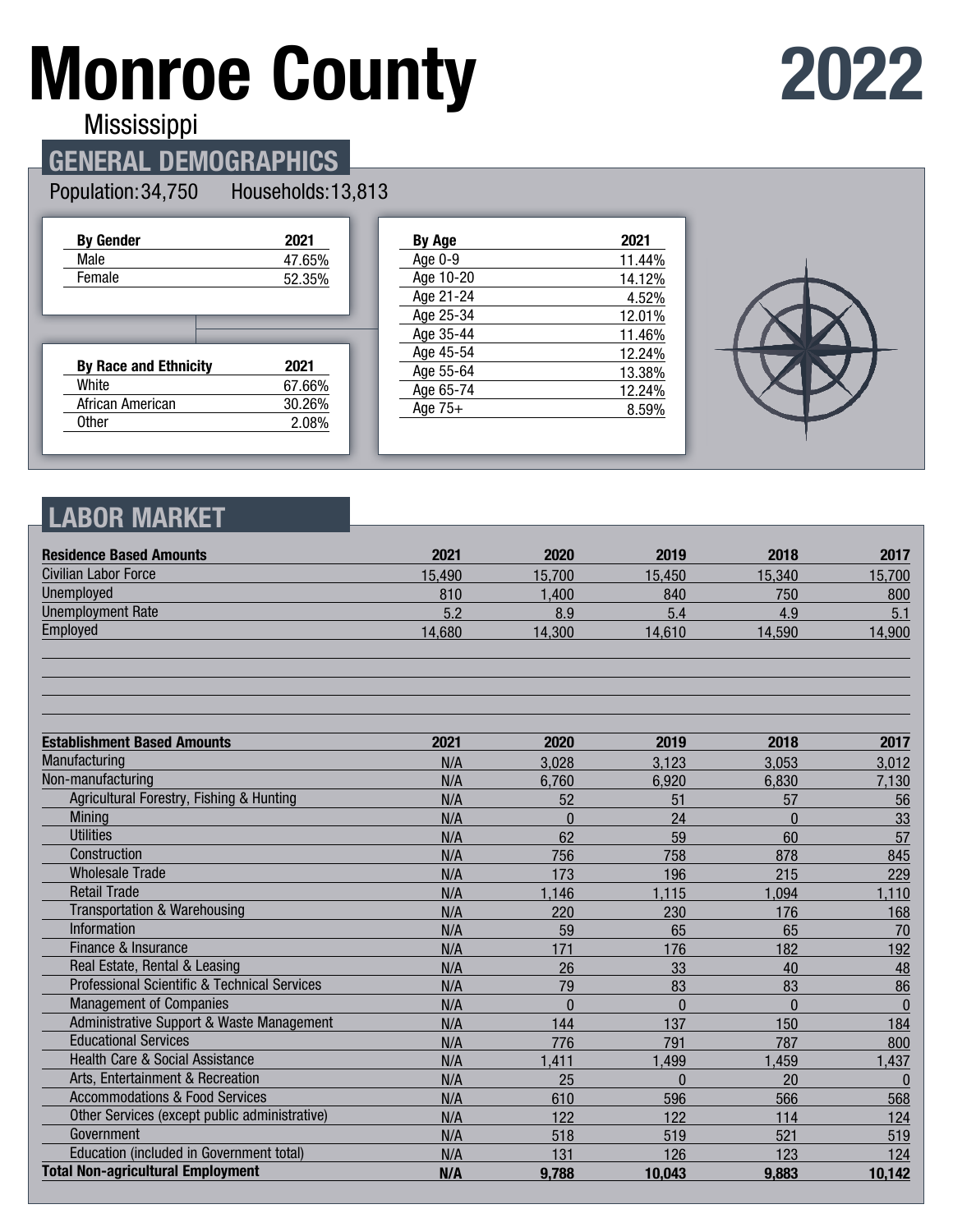# Monroe County 2022

Mississippi

## GENERAL DEMOGRAPHICS

Population: 34,750 Households: 13,813

| By Gender | 2021 |
|---|---|
| Male | 47.65% |
| Female | 52.35% |

| By Race and Ethnicity | 2021 |
|---|---|
| White | 67.66% |
| African American | 30.26% |
| Other | 2.08% |

| By Age | 2021 |
|---|---|
| Age 0-9 | 11.44% |
| Age 10-20 | 14.12% |
| Age 21-24 | 4.52% |
| Age 25-34 | 12.01% |
| Age 35-44 | 11.46% |
| Age 45-54 | 12.24% |
| Age 55-64 | 13.38% |
| Age 65-74 | 12.24% |
| Age 75+ | 8.59% |

## LABOR MARKET

| Residence Based Amounts | 2021 | 2020 | 2019 | 2018 | 2017 |
|---|---|---|---|---|---|
| Civilian Labor Force | 15,490 | 15,700 | 15,450 | 15,340 | 15,700 |
| Unemployed | 810 | 1,400 | 840 | 750 | 800 |
| Unemployment Rate | 5.2 | 8.9 | 5.4 | 4.9 | 5.1 |
| Employed | 14,680 | 14,300 | 14,610 | 14,590 | 14,900 |

| Establishment Based Amounts | 2021 | 2020 | 2019 | 2018 | 2017 |
|---|---|---|---|---|---|
| Manufacturing | N/A | 3,028 | 3,123 | 3,053 | 3,012 |
| Non-manufacturing | N/A | 6,760 | 6,920 | 6,830 | 7,130 |
| Agricultural Forestry, Fishing & Hunting | N/A | 52 | 51 | 57 | 56 |
| Mining | N/A | 0 | 24 | 0 | 33 |
| Utilities | N/A | 62 | 59 | 60 | 57 |
| Construction | N/A | 756 | 758 | 878 | 845 |
| Wholesale Trade | N/A | 173 | 196 | 215 | 229 |
| Retail Trade | N/A | 1,146 | 1,115 | 1,094 | 1,110 |
| Transportation & Warehousing | N/A | 220 | 230 | 176 | 168 |
| Information | N/A | 59 | 65 | 65 | 70 |
| Finance & Insurance | N/A | 171 | 176 | 182 | 192 |
| Real Estate, Rental & Leasing | N/A | 26 | 33 | 40 | 48 |
| Professional Scientific & Technical Services | N/A | 79 | 83 | 83 | 86 |
| Management of Companies | N/A | 0 | 0 | 0 | 0 |
| Administrative Support & Waste Management | N/A | 144 | 137 | 150 | 184 |
| Educational Services | N/A | 776 | 791 | 787 | 800 |
| Health Care & Social Assistance | N/A | 1,411 | 1,499 | 1,459 | 1,437 |
| Arts, Entertainment & Recreation | N/A | 25 | 0 | 20 | 0 |
| Accommodations & Food Services | N/A | 610 | 596 | 566 | 568 |
| Other Services (except public administrative) | N/A | 122 | 122 | 114 | 124 |
| Government | N/A | 518 | 519 | 521 | 519 |
| Education (included in Government total) | N/A | 131 | 126 | 123 | 124 |
| **Total Non-agricultural Employment** | **N/A** | **9,788** | **10,043** | **9,883** | **10,142** |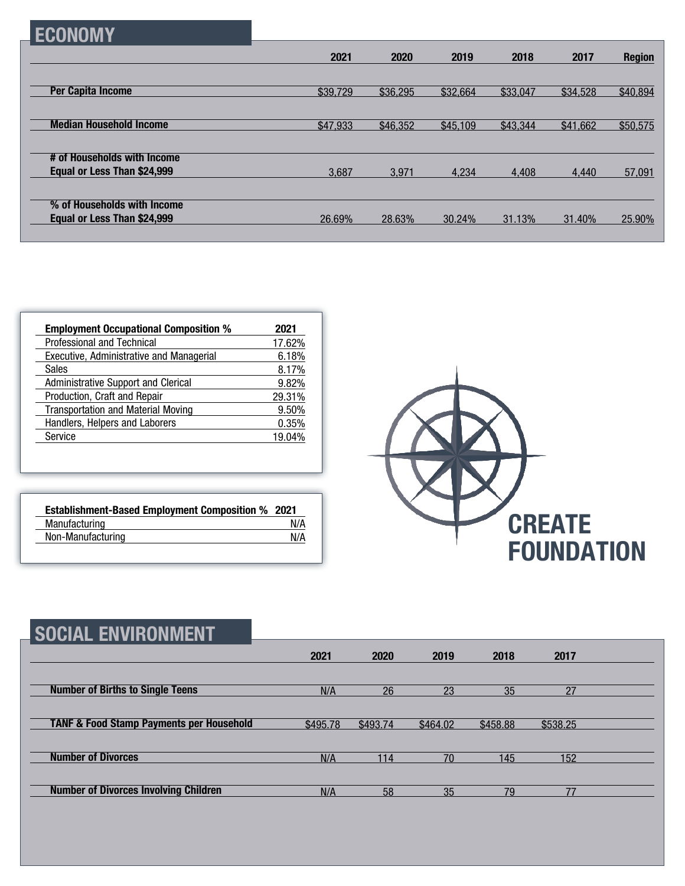## ECONOMY

| | 2021 | 2020 | 2019 | 2018 | 2017 | Region |
|---|---|---|---|---|---|---|
| **Per Capita Income** | $39,729 | $36,295 | $32,664 | $33,047 | $34,528 | $40,894 |
| **Median Household Income** | $47,933 | $46,352 | $45,109 | $43,344 | $41,662 | $50,575 |
| **# of Households with Income Equal or Less Than $24,999** | 3,687 | 3,971 | 4,234 | 4,408 | 4,440 | 57,091 |
| **% of Households with Income Equal or Less Than $24,999** | 26.69% | 28.63% | 30.24% | 31.13% | 31.40% | 25.90% |

| Employment Occupational Composition % | 2021 |
|---|---|
| Professional and Technical | 17.62% |
| Executive, Administrative and Managerial | 6.18% |
| Sales | 8.17% |
| Administrative Support and Clerical | 9.82% |
| Production, Craft and Repair | 29.31% |
| Transportation and Material Moving | 9.50% |
| Handlers, Helpers and Laborers | 0.35% |
| Service | 19.04% |

| Establishment-Based Employment Composition % | 2021 |
|---|---|
| Manufacturing | N/A |
| Non-Manufacturing | N/A |

**CREATE FOUNDATION**

## SOCIAL ENVIRONMENT

| | 2021 | 2020 | 2019 | 2018 | 2017 |
|---|---|---|---|---|---|
| **Number of Births to Single Teens** | N/A | 26 | 23 | 35 | 27 |
| **TANF & Food Stamp Payments per Household** | $495.78 | $493.74 | $464.02 | $458.88 | $538.25 |
| **Number of Divorces** | N/A | 114 | 70 | 145 | 152 |
| **Number of Divorces Involving Children** | N/A | 58 | 35 | 79 | 77 |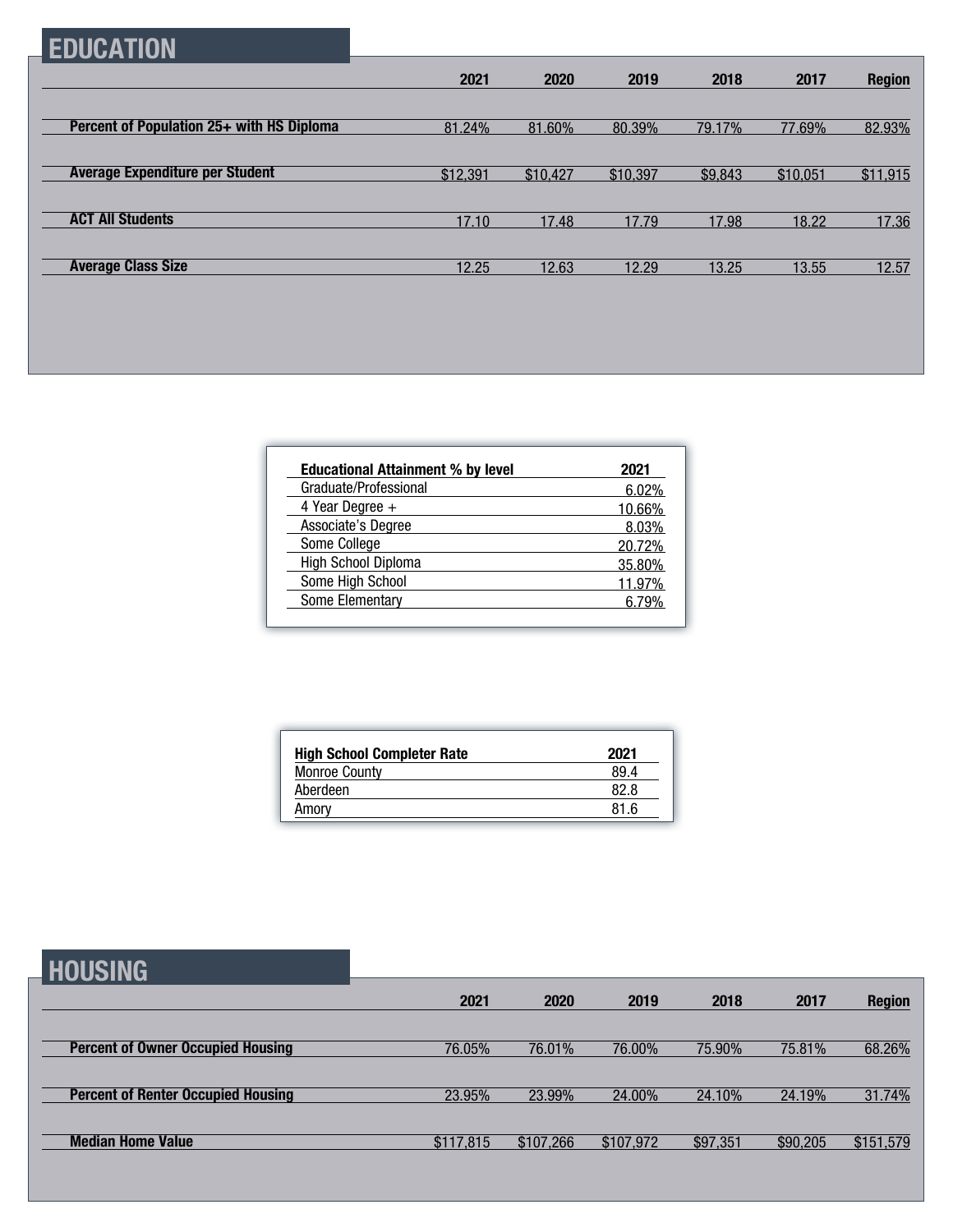## EDUCATION

| | 2021 | 2020 | 2019 | 2018 | 2017 | Region |
|---|---|---|---|---|---|---|
| **Percent of Population 25+ with HS Diploma** | 81.24% | 81.60% | 80.39% | 79.17% | 77.69% | 82.93% |
| **Average Expenditure per Student** | $12,391 | $10,427 | $10,397 | $9,843 | $10,051 | $11,915 |
| **ACT All Students** | 17.10 | 17.48 | 17.79 | 17.98 | 18.22 | 17.36 |
| **Average Class Size** | 12.25 | 12.63 | 12.29 | 13.25 | 13.55 | 12.57 |

| Educational Attainment % by level | 2021 |
|---|---|
| Graduate/Professional | 6.02% |
| 4 Year Degree + | 10.66% |
| Associate's Degree | 8.03% |
| Some College | 20.72% |
| High School Diploma | 35.80% |
| Some High School | 11.97% |
| Some Elementary | 6.79% |

| High School Completer Rate | 2021 |
|---|---|
| Monroe County | 89.4 |
| Aberdeen | 82.8 |
| Amory | 81.6 |

## HOUSING

| | 2021 | 2020 | 2019 | 2018 | 2017 | Region |
|---|---|---|---|---|---|---|
| **Percent of Owner Occupied Housing** | 76.05% | 76.01% | 76.00% | 75.90% | 75.81% | 68.26% |
| **Percent of Renter Occupied Housing** | 23.95% | 23.99% | 24.00% | 24.10% | 24.19% | 31.74% |
| **Median Home Value** | $117,815 | $107,266 | $107,972 | $97,351 | $90,205 | $151,579 |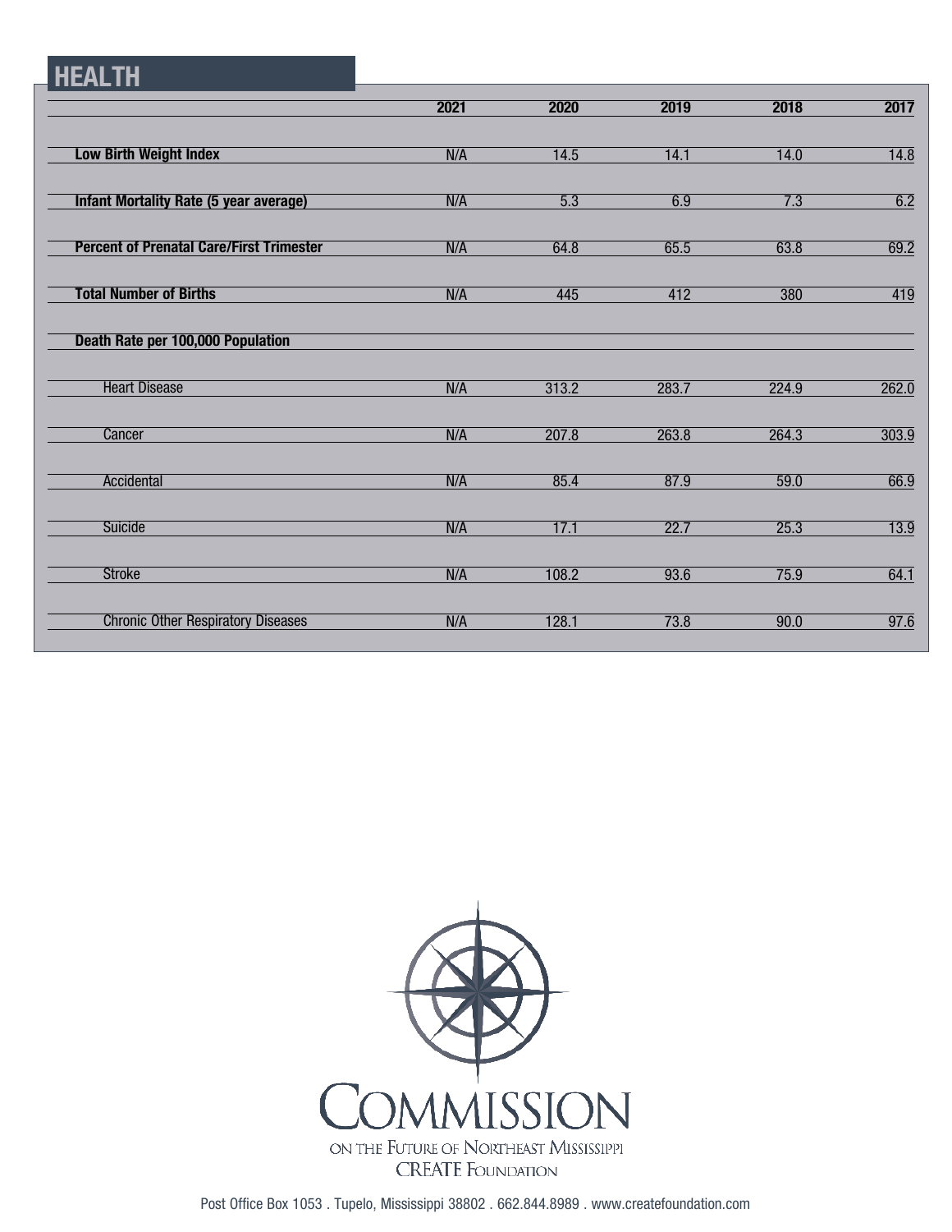## HEALTH

| | 2021 | 2020 | 2019 | 2018 | 2017 |
|---|---|---|---|---|---|
| **Low Birth Weight Index** | N/A | 14.5 | 14.1 | 14.0 | 14.8 |
| **Infant Mortality Rate (5 year average)** | N/A | 5.3 | 6.9 | 7.3 | 6.2 |
| **Percent of Prenatal Care/First Trimester** | N/A | 64.8 | 65.5 | 63.8 | 69.2 |
| **Total Number of Births** | N/A | 445 | 412 | 380 | 419 |
| **Death Rate per 100,000 Population** | | | | | |
| Heart Disease | N/A | 313.2 | 283.7 | 224.9 | 262.0 |
| Cancer | N/A | 207.8 | 263.8 | 264.3 | 303.9 |
| Accidental | N/A | 85.4 | 87.9 | 59.0 | 66.9 |
| Suicide | N/A | 17.1 | 22.7 | 25.3 | 13.9 |
| Stroke | N/A | 108.2 | 93.6 | 75.9 | 64.1 |
| Chronic Other Respiratory Diseases | N/A | 128.1 | 73.8 | 90.0 | 97.6 |

COMMISSION
ON THE FUTURE OF NORTHEAST MISSISSIPPI
CREATE FOUNDATION

Post Office Box 1053 . Tupelo, Mississippi 38802 . 662.844.8989 . www.createfoundation.com